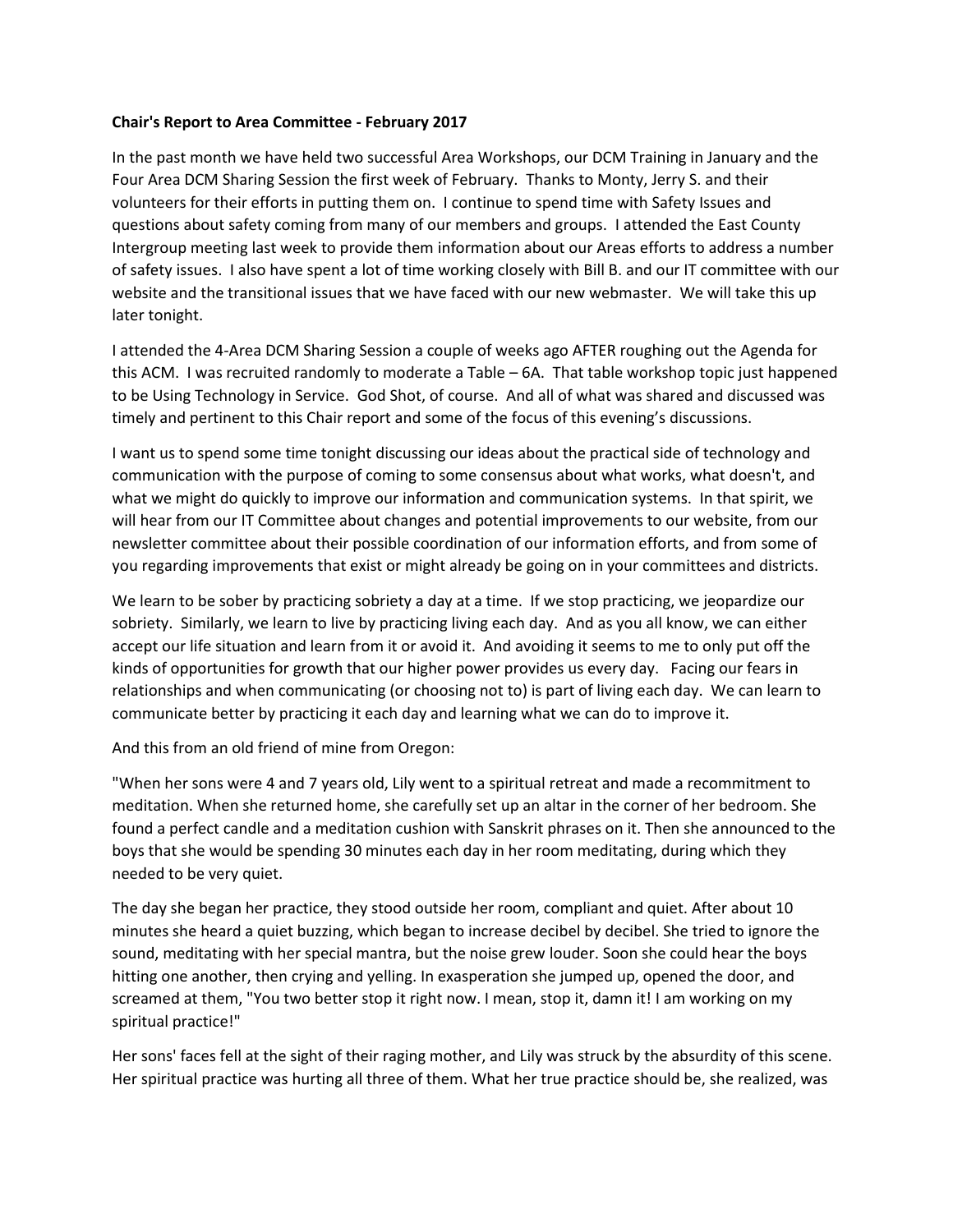**Chair's Report to Area Committee - February 2017**

In the past month we have held two successful Area Workshops, our DCM Training in January and the Four Area DCM Sharing Session the first week of February. Thanks to Monty, Jerry S. and their volunteers for their efforts in putting them on. I continue to spend time with Safety Issues and questions about safety coming from many of our members and groups. I attended the East County Intergroup meeting last week to provide them information about our Areas efforts to address a number of safety issues. I also have spent a lot of time working closely with Bill B. and our IT committee with our website and the transitional issues that we have faced with our new webmaster. We will take this up later tonight.

I attended the 4-Area DCM Sharing Session a couple of weeks ago AFTER roughing out the Agenda for this ACM. I was recruited randomly to moderate a Table – 6A. That table workshop topic just happened to be Using Technology in Service. God Shot, of course. And all of what was shared and discussed was timely and pertinent to this Chair report and some of the focus of this evening's discussions.

I want us to spend some time tonight discussing our ideas about the practical side of technology and communication with the purpose of coming to some consensus about what works, what doesn't, and what we might do quickly to improve our information and communication systems. In that spirit, we will hear from our IT Committee about changes and potential improvements to our website, from our newsletter committee about their possible coordination of our information efforts, and from some of you regarding improvements that exist or might already be going on in your committees and districts.

We learn to be sober by practicing sobriety a day at a time. If we stop practicing, we jeopardize our sobriety. Similarly, we learn to live by practicing living each day. And as you all know, we can either accept our life situation and learn from it or avoid it. And avoiding it seems to me to only put off the kinds of opportunities for growth that our higher power provides us every day. Facing our fears in relationships and when communicating (or choosing not to) is part of living each day. We can learn to communicate better by practicing it each day and learning what we can do to improve it.

And this from an old friend of mine from Oregon:

"When her sons were 4 and 7 years old, Lily went to a spiritual retreat and made a recommitment to meditation. When she returned home, she carefully set up an altar in the corner of her bedroom. She found a perfect candle and a meditation cushion with Sanskrit phrases on it. Then she announced to the boys that she would be spending 30 minutes each day in her room meditating, during which they needed to be very quiet.

The day she began her practice, they stood outside her room, compliant and quiet. After about 10 minutes she heard a quiet buzzing, which began to increase decibel by decibel. She tried to ignore the sound, meditating with her special mantra, but the noise grew louder. Soon she could hear the boys hitting one another, then crying and yelling. In exasperation she jumped up, opened the door, and screamed at them, "You two better stop it right now. I mean, stop it, damn it! I am working on my spiritual practice!"

Her sons' faces fell at the sight of their raging mother, and Lily was struck by the absurdity of this scene. Her spiritual practice was hurting all three of them. What her true practice should be, she realized, was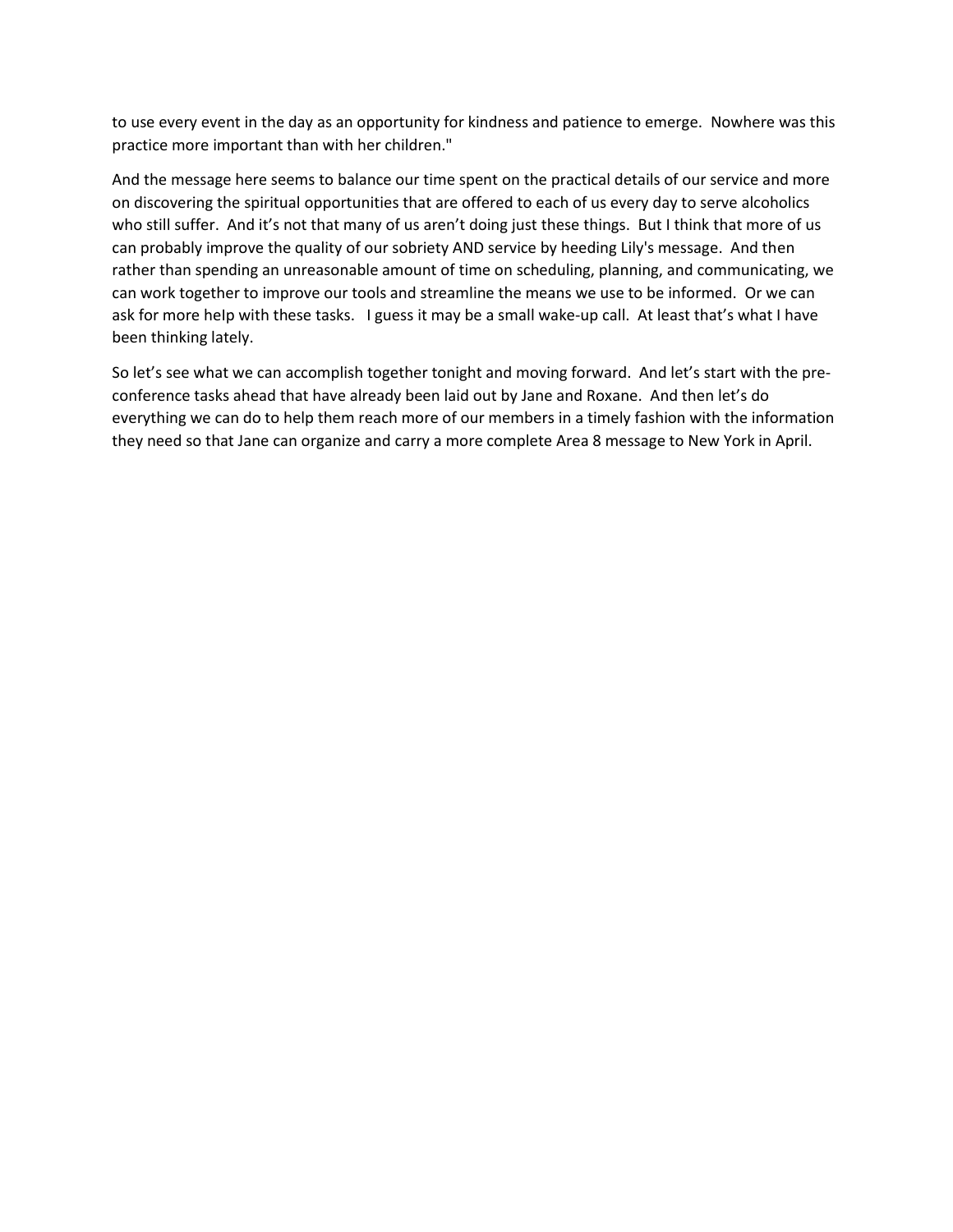to use every event in the day as an opportunity for kindness and patience to emerge. Nowhere was this practice more important than with her children."

And the message here seems to balance our time spent on the practical details of our service and more on discovering the spiritual opportunities that are offered to each of us every day to serve alcoholics who still suffer. And it's not that many of us aren't doing just these things. But I think that more of us can probably improve the quality of our sobriety AND service by heeding Lily's message. And then rather than spending an unreasonable amount of time on scheduling, planning, and communicating, we can work together to improve our tools and streamline the means we use to be informed. Or we can ask for more help with these tasks. I guess it may be a small wake-up call. At least that's what I have been thinking lately.

So let's see what we can accomplish together tonight and moving forward. And let's start with the pre-conference tasks ahead that have already been laid out by Jane and Roxane. And then let's do everything we can do to help them reach more of our members in a timely fashion with the information they need so that Jane can organize and carry a more complete Area 8 message to New York in April.